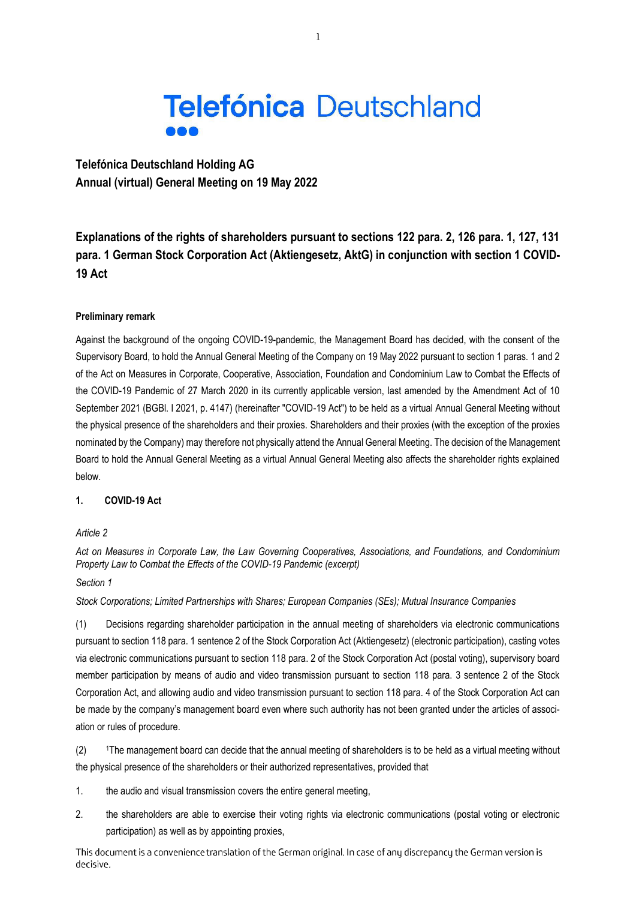Telefónica Deutschland

**Telefónica Deutschland Holding AG**
**Annual (virtual) General Meeting on 19 May 2022**

# Explanations of the rights of shareholders pursuant to sections 122 para. 2, 126 para. 1, 127, 131 para. 1 German Stock Corporation Act (Aktiengesetz, AktG) in conjunction with section 1 COVID-19 Act

**Preliminary remark**

Against the background of the ongoing COVID-19-pandemic, the Management Board has decided, with the consent of the Supervisory Board, to hold the Annual General Meeting of the Company on 19 May 2022 pursuant to section 1 paras. 1 and 2 of the Act on Measures in Corporate, Cooperative, Association, Foundation and Condominium Law to Combat the Effects of the COVID-19 Pandemic of 27 March 2020 in its currently applicable version, last amended by the Amendment Act of 10 September 2021 (BGBl. I 2021, p. 4147) (hereinafter "COVID-19 Act") to be held as a virtual Annual General Meeting without the physical presence of the shareholders and their proxies. Shareholders and their proxies (with the exception of the proxies nominated by the Company) may therefore not physically attend the Annual General Meeting. The decision of the Management Board to hold the Annual General Meeting as a virtual Annual General Meeting also affects the shareholder rights explained below.

## 1. COVID-19 Act

*Article 2*

*Act on Measures in Corporate Law, the Law Governing Cooperatives, Associations, and Foundations, and Condominium Property Law to Combat the Effects of the COVID-19 Pandemic (excerpt)*

*Section 1*

*Stock Corporations; Limited Partnerships with Shares; European Companies (SEs); Mutual Insurance Companies*

(1) Decisions regarding shareholder participation in the annual meeting of shareholders via electronic communications pursuant to section 118 para. 1 sentence 2 of the Stock Corporation Act (Aktiengesetz) (electronic participation), casting votes via electronic communications pursuant to section 118 para. 2 of the Stock Corporation Act (postal voting), supervisory board member participation by means of audio and video transmission pursuant to section 118 para. 3 sentence 2 of the Stock Corporation Act, and allowing audio and video transmission pursuant to section 118 para. 4 of the Stock Corporation Act can be made by the company's management board even where such authority has not been granted under the articles of association or rules of procedure.

(2) [1]The management board can decide that the annual meeting of shareholders is to be held as a virtual meeting without the physical presence of the shareholders or their authorized representatives, provided that

1. the audio and visual transmission covers the entire general meeting,
2. the shareholders are able to exercise their voting rights via electronic communications (postal voting or electronic participation) as well as by appointing proxies,

This document is a convenience translation of the German original. In case of any discrepancy the German version is decisive.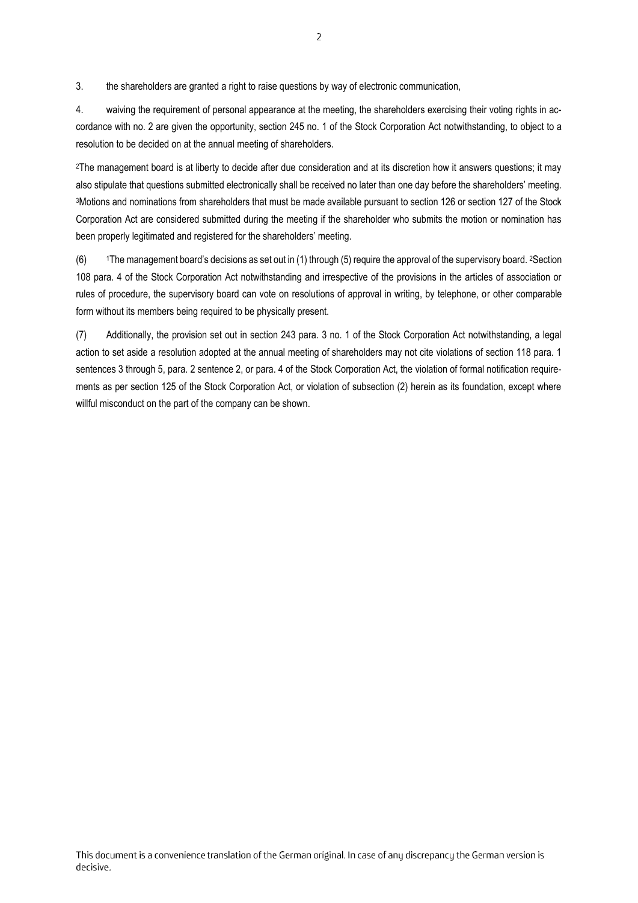3. the shareholders are granted a right to raise questions by way of electronic communication,

4. waiving the requirement of personal appearance at the meeting, the shareholders exercising their voting rights in accordance with no. 2 are given the opportunity, section 245 no. 1 of the Stock Corporation Act notwithstanding, to object to a resolution to be decided on at the annual meeting of shareholders.

[2]The management board is at liberty to decide after due consideration and at its discretion how it answers questions; it may also stipulate that questions submitted electronically shall be received no later than one day before the shareholders' meeting. [3]Motions and nominations from shareholders that must be made available pursuant to section 126 or section 127 of the Stock Corporation Act are considered submitted during the meeting if the shareholder who submits the motion or nomination has been properly legitimated and registered for the shareholders' meeting.

(6) [1]The management board's decisions as set out in (1) through (5) require the approval of the supervisory board. [2]Section 108 para. 4 of the Stock Corporation Act notwithstanding and irrespective of the provisions in the articles of association or rules of procedure, the supervisory board can vote on resolutions of approval in writing, by telephone, or other comparable form without its members being required to be physically present.

(7) Additionally, the provision set out in section 243 para. 3 no. 1 of the Stock Corporation Act notwithstanding, a legal action to set aside a resolution adopted at the annual meeting of shareholders may not cite violations of section 118 para. 1 sentences 3 through 5, para. 2 sentence 2, or para. 4 of the Stock Corporation Act, the violation of formal notification requirements as per section 125 of the Stock Corporation Act, or violation of subsection (2) herein as its foundation, except where willful misconduct on the part of the company can be shown.

This document is a convenience translation of the German original. In case of any discrepancy the German version is decisive.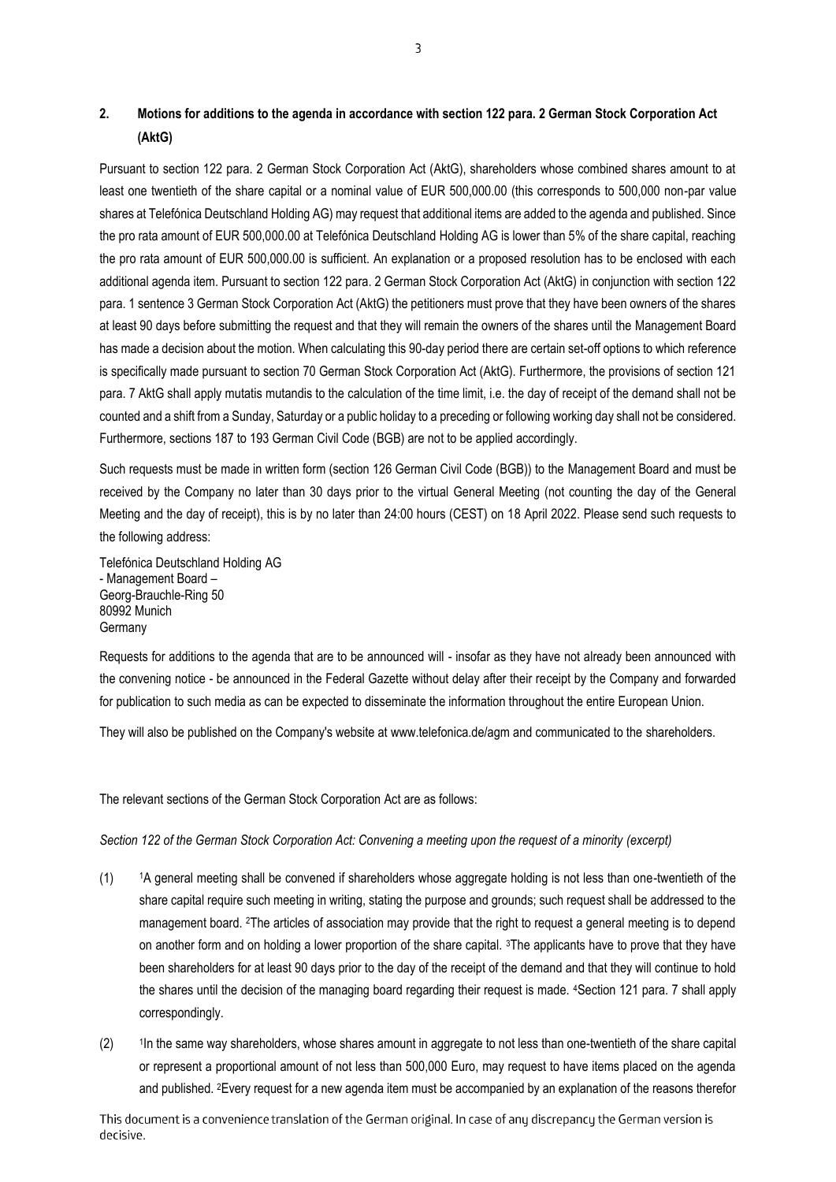## 2. Motions for additions to the agenda in accordance with section 122 para. 2 German Stock Corporation Act (AktG)

Pursuant to section 122 para. 2 German Stock Corporation Act (AktG), shareholders whose combined shares amount to at least one twentieth of the share capital or a nominal value of EUR 500,000.00 (this corresponds to 500,000 non-par value shares at Telefónica Deutschland Holding AG) may request that additional items are added to the agenda and published. Since the pro rata amount of EUR 500,000.00 at Telefónica Deutschland Holding AG is lower than 5% of the share capital, reaching the pro rata amount of EUR 500,000.00 is sufficient. An explanation or a proposed resolution has to be enclosed with each additional agenda item. Pursuant to section 122 para. 2 German Stock Corporation Act (AktG) in conjunction with section 122 para. 1 sentence 3 German Stock Corporation Act (AktG) the petitioners must prove that they have been owners of the shares at least 90 days before submitting the request and that they will remain the owners of the shares until the Management Board has made a decision about the motion. When calculating this 90-day period there are certain set-off options to which reference is specifically made pursuant to section 70 German Stock Corporation Act (AktG). Furthermore, the provisions of section 121 para. 7 AktG shall apply mutatis mutandis to the calculation of the time limit, i.e. the day of receipt of the demand shall not be counted and a shift from a Sunday, Saturday or a public holiday to a preceding or following working day shall not be considered. Furthermore, sections 187 to 193 German Civil Code (BGB) are not to be applied accordingly.

Such requests must be made in written form (section 126 German Civil Code (BGB)) to the Management Board and must be received by the Company no later than 30 days prior to the virtual General Meeting (not counting the day of the General Meeting and the day of receipt), this is by no later than 24:00 hours (CEST) on 18 April 2022. Please send such requests to the following address:

Telefónica Deutschland Holding AG
- Management Board –
Georg-Brauchle-Ring 50
80992 Munich
Germany

Requests for additions to the agenda that are to be announced will - insofar as they have not already been announced with the convening notice - be announced in the Federal Gazette without delay after their receipt by the Company and forwarded for publication to such media as can be expected to disseminate the information throughout the entire European Union.

They will also be published on the Company's website at www.telefonica.de/agm and communicated to the shareholders.

The relevant sections of the German Stock Corporation Act are as follows:

*Section 122 of the German Stock Corporation Act: Convening a meeting upon the request of a minority (excerpt)*

(1) [1]A general meeting shall be convened if shareholders whose aggregate holding is not less than one-twentieth of the share capital require such meeting in writing, stating the purpose and grounds; such request shall be addressed to the management board. [2]The articles of association may provide that the right to request a general meeting is to depend on another form and on holding a lower proportion of the share capital. [3]The applicants have to prove that they have been shareholders for at least 90 days prior to the day of the receipt of the demand and that they will continue to hold the shares until the decision of the managing board regarding their request is made. [4]Section 121 para. 7 shall apply correspondingly.

(2) [1]In the same way shareholders, whose shares amount in aggregate to not less than one-twentieth of the share capital or represent a proportional amount of not less than 500,000 Euro, may request to have items placed on the agenda and published. [2]Every request for a new agenda item must be accompanied by an explanation of the reasons therefor

This document is a convenience translation of the German original. In case of any discrepancy the German version is decisive.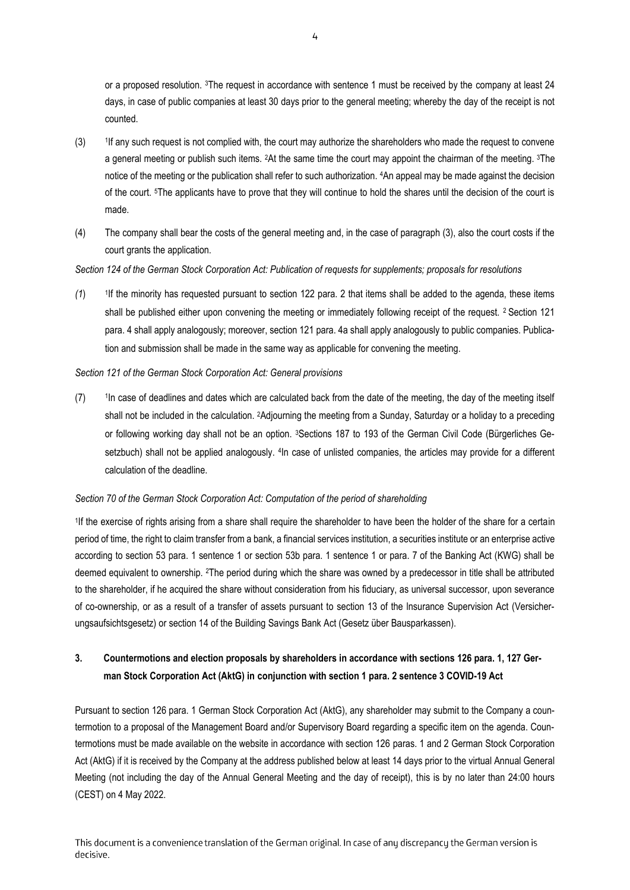or a proposed resolution. [3]The request in accordance with sentence 1 must be received by the company at least 24 days, in case of public companies at least 30 days prior to the general meeting; whereby the day of the receipt is not counted.

(3) [1]If any such request is not complied with, the court may authorize the shareholders who made the request to convene a general meeting or publish such items. [2]At the same time the court may appoint the chairman of the meeting. [3]The notice of the meeting or the publication shall refer to such authorization. [4]An appeal may be made against the decision of the court. [5]The applicants have to prove that they will continue to hold the shares until the decision of the court is made.

(4) The company shall bear the costs of the general meeting and, in the case of paragraph (3), also the court costs if the court grants the application.

*Section 124 of the German Stock Corporation Act: Publication of requests for supplements; proposals for resolutions*

*(1)* [1]If the minority has requested pursuant to section 122 para. 2 that items shall be added to the agenda, these items shall be published either upon convening the meeting or immediately following receipt of the request. [2] Section 121 para. 4 shall apply analogously; moreover, section 121 para. 4a shall apply analogously to public companies. Publication and submission shall be made in the same way as applicable for convening the meeting.

*Section 121 of the German Stock Corporation Act: General provisions*

(7) [1]In case of deadlines and dates which are calculated back from the date of the meeting, the day of the meeting itself shall not be included in the calculation. [2]Adjourning the meeting from a Sunday, Saturday or a holiday to a preceding or following working day shall not be an option. [3]Sections 187 to 193 of the German Civil Code (Bürgerliches Gesetzbuch) shall not be applied analogously. [4]In case of unlisted companies, the articles may provide for a different calculation of the deadline.

*Section 70 of the German Stock Corporation Act: Computation of the period of shareholding*

[1]If the exercise of rights arising from a share shall require the shareholder to have been the holder of the share for a certain period of time, the right to claim transfer from a bank, a financial services institution, a securities institute or an enterprise active according to section 53 para. 1 sentence 1 or section 53b para. 1 sentence 1 or para. 7 of the Banking Act (KWG) shall be deemed equivalent to ownership. [2]The period during which the share was owned by a predecessor in title shall be attributed to the shareholder, if he acquired the share without consideration from his fiduciary, as universal successor, upon severance of co-ownership, or as a result of a transfer of assets pursuant to section 13 of the Insurance Supervision Act (Versicherungsaufsichtsgesetz) or section 14 of the Building Savings Bank Act (Gesetz über Bausparkassen).

## 3. Countermotions and election proposals by shareholders in accordance with sections 126 para. 1, 127 German Stock Corporation Act (AktG) in conjunction with section 1 para. 2 sentence 3 COVID-19 Act

Pursuant to section 126 para. 1 German Stock Corporation Act (AktG), any shareholder may submit to the Company a countermotion to a proposal of the Management Board and/or Supervisory Board regarding a specific item on the agenda. Countermotions must be made available on the website in accordance with section 126 paras. 1 and 2 German Stock Corporation Act (AktG) if it is received by the Company at the address published below at least 14 days prior to the virtual Annual General Meeting (not including the day of the Annual General Meeting and the day of receipt), this is by no later than 24:00 hours (CEST) on 4 May 2022.

This document is a convenience translation of the German original. In case of any discrepancy the German version is decisive.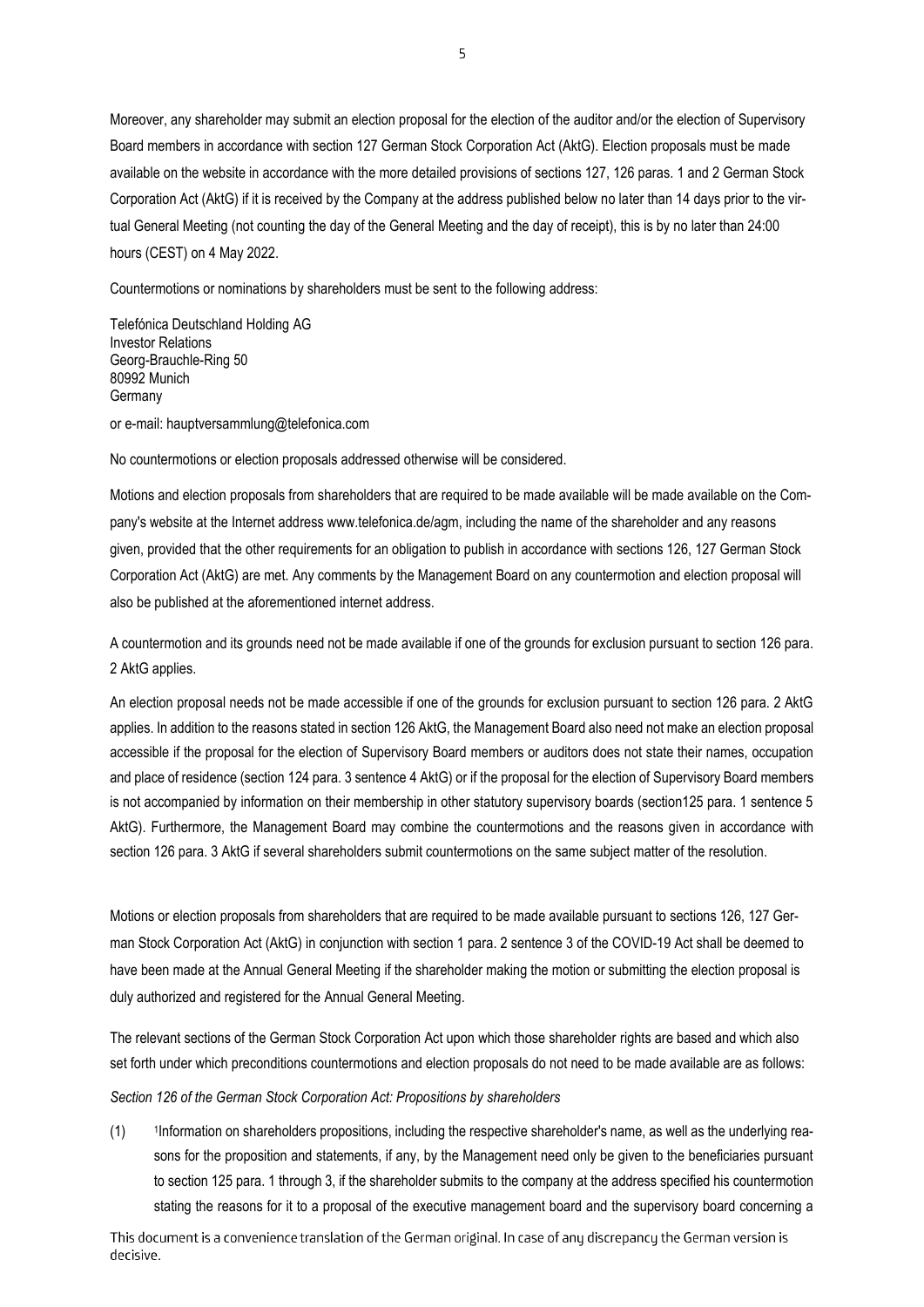Moreover, any shareholder may submit an election proposal for the election of the auditor and/or the election of Supervisory Board members in accordance with section 127 German Stock Corporation Act (AktG). Election proposals must be made available on the website in accordance with the more detailed provisions of sections 127, 126 paras. 1 and 2 German Stock Corporation Act (AktG) if it is received by the Company at the address published below no later than 14 days prior to the virtual General Meeting (not counting the day of the General Meeting and the day of receipt), this is by no later than 24:00 hours (CEST) on 4 May 2022.

Countermotions or nominations by shareholders must be sent to the following address:

Telefónica Deutschland Holding AG
Investor Relations
Georg-Brauchle-Ring 50
80992 Munich
Germany

or e-mail: hauptversammlung@telefonica.com

No countermotions or election proposals addressed otherwise will be considered.

Motions and election proposals from shareholders that are required to be made available will be made available on the Company's website at the Internet address www.telefonica.de/agm, including the name of the shareholder and any reasons given, provided that the other requirements for an obligation to publish in accordance with sections 126, 127 German Stock Corporation Act (AktG) are met. Any comments by the Management Board on any countermotion and election proposal will also be published at the aforementioned internet address.

A countermotion and its grounds need not be made available if one of the grounds for exclusion pursuant to section 126 para. 2 AktG applies.

An election proposal needs not be made accessible if one of the grounds for exclusion pursuant to section 126 para. 2 AktG applies. In addition to the reasons stated in section 126 AktG, the Management Board also need not make an election proposal accessible if the proposal for the election of Supervisory Board members or auditors does not state their names, occupation and place of residence (section 124 para. 3 sentence 4 AktG) or if the proposal for the election of Supervisory Board members is not accompanied by information on their membership in other statutory supervisory boards (section125 para. 1 sentence 5 AktG). Furthermore, the Management Board may combine the countermotions and the reasons given in accordance with section 126 para. 3 AktG if several shareholders submit countermotions on the same subject matter of the resolution.

Motions or election proposals from shareholders that are required to be made available pursuant to sections 126, 127 German Stock Corporation Act (AktG) in conjunction with section 1 para. 2 sentence 3 of the COVID-19 Act shall be deemed to have been made at the Annual General Meeting if the shareholder making the motion or submitting the election proposal is duly authorized and registered for the Annual General Meeting.

The relevant sections of the German Stock Corporation Act upon which those shareholder rights are based and which also set forth under which preconditions countermotions and election proposals do not need to be made available are as follows:

*Section 126 of the German Stock Corporation Act: Propositions by shareholders*

(1) [1]Information on shareholders propositions, including the respective shareholder's name, as well as the underlying reasons for the proposition and statements, if any, by the Management need only be given to the beneficiaries pursuant to section 125 para. 1 through 3, if the shareholder submits to the company at the address specified his countermotion stating the reasons for it to a proposal of the executive management board and the supervisory board concerning a

This document is a convenience translation of the German original. In case of any discrepancy the German version is decisive.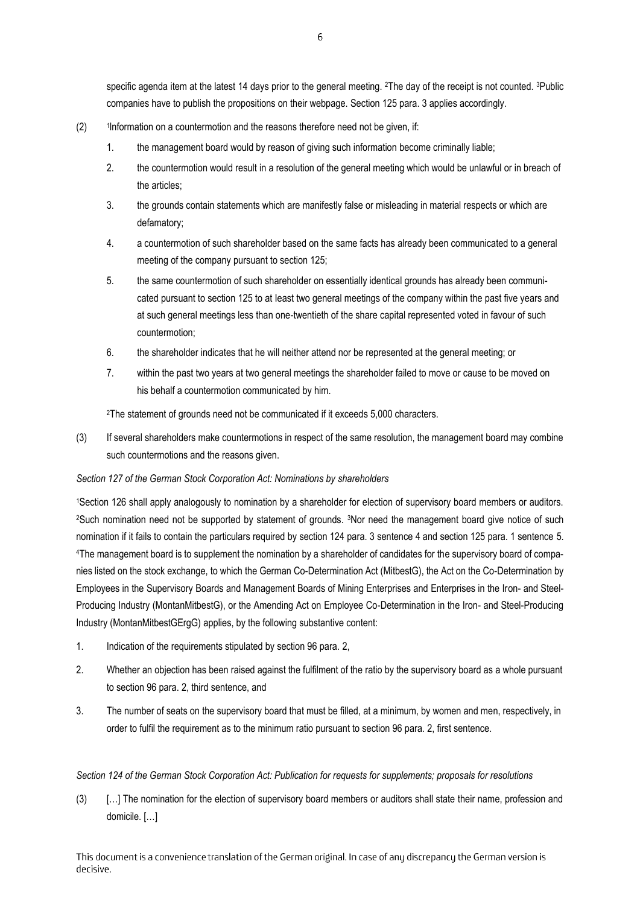specific agenda item at the latest 14 days prior to the general meeting. [2]The day of the receipt is not counted. [3]Public companies have to publish the propositions on their webpage. Section 125 para. 3 applies accordingly.

(2) [1]Information on a countermotion and the reasons therefore need not be given, if:

1. the management board would by reason of giving such information become criminally liable;
2. the countermotion would result in a resolution of the general meeting which would be unlawful or in breach of the articles;
3. the grounds contain statements which are manifestly false or misleading in material respects or which are defamatory;
4. a countermotion of such shareholder based on the same facts has already been communicated to a general meeting of the company pursuant to section 125;
5. the same countermotion of such shareholder on essentially identical grounds has already been communicated pursuant to section 125 to at least two general meetings of the company within the past five years and at such general meetings less than one-twentieth of the share capital represented voted in favour of such countermotion;
6. the shareholder indicates that he will neither attend nor be represented at the general meeting; or
7. within the past two years at two general meetings the shareholder failed to move or cause to be moved on his behalf a countermotion communicated by him.

[2]The statement of grounds need not be communicated if it exceeds 5,000 characters.

(3) If several shareholders make countermotions in respect of the same resolution, the management board may combine such countermotions and the reasons given.

*Section 127 of the German Stock Corporation Act: Nominations by shareholders*

[1]Section 126 shall apply analogously to nomination by a shareholder for election of supervisory board members or auditors. [2]Such nomination need not be supported by statement of grounds. [3]Nor need the management board give notice of such nomination if it fails to contain the particulars required by section 124 para. 3 sentence 4 and section 125 para. 1 sentence 5. [4]The management board is to supplement the nomination by a shareholder of candidates for the supervisory board of companies listed on the stock exchange, to which the German Co-Determination Act (MitbestG), the Act on the Co-Determination by Employees in the Supervisory Boards and Management Boards of Mining Enterprises and Enterprises in the Iron- and Steel-Producing Industry (MontanMitbestG), or the Amending Act on Employee Co-Determination in the Iron- and Steel-Producing Industry (MontanMitbestGErgG) applies, by the following substantive content:

1. Indication of the requirements stipulated by section 96 para. 2,
2. Whether an objection has been raised against the fulfilment of the ratio by the supervisory board as a whole pursuant to section 96 para. 2, third sentence, and
3. The number of seats on the supervisory board that must be filled, at a minimum, by women and men, respectively, in order to fulfil the requirement as to the minimum ratio pursuant to section 96 para. 2, first sentence.

*Section 124 of the German Stock Corporation Act: Publication for requests for supplements; proposals for resolutions*

(3) […] The nomination for the election of supervisory board members or auditors shall state their name, profession and domicile. […]

This document is a convenience translation of the German original. In case of any discrepancy the German version is decisive.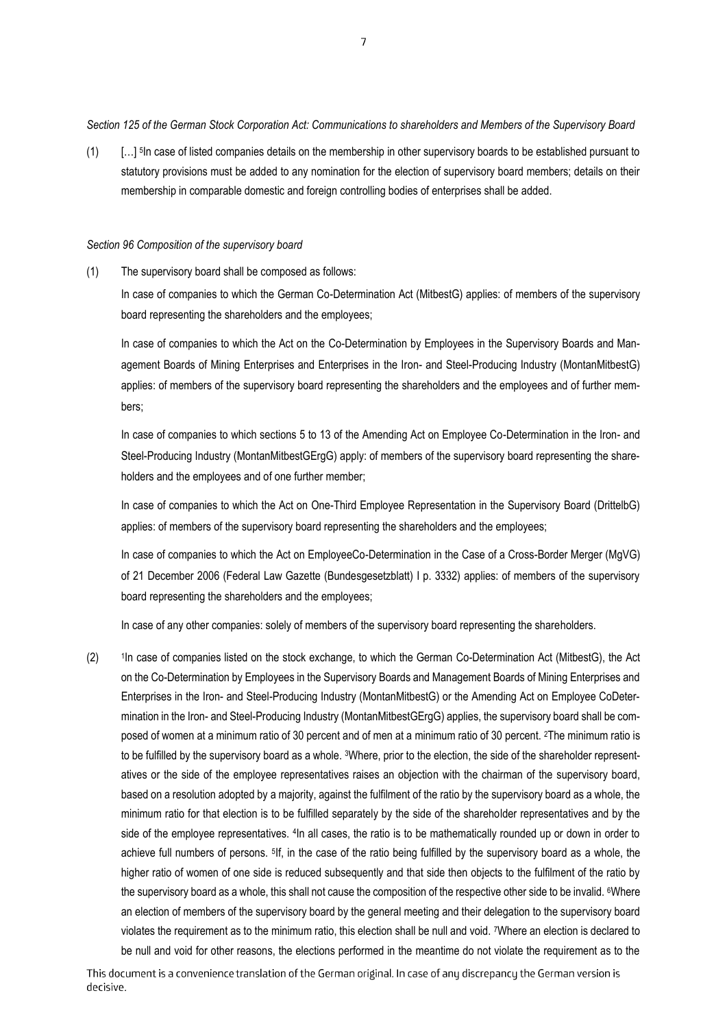*Section 125 of the German Stock Corporation Act: Communications to shareholders and Members of the Supervisory Board*

(1) […] [5]In case of listed companies details on the membership in other supervisory boards to be established pursuant to statutory provisions must be added to any nomination for the election of supervisory board members; details on their membership in comparable domestic and foreign controlling bodies of enterprises shall be added.

*Section 96 Composition of the supervisory board*

(1) The supervisory board shall be composed as follows:

In case of companies to which the German Co-Determination Act (MitbestG) applies: of members of the supervisory board representing the shareholders and the employees;

In case of companies to which the Act on the Co-Determination by Employees in the Supervisory Boards and Management Boards of Mining Enterprises and Enterprises in the Iron- and Steel-Producing Industry (MontanMitbestG) applies: of members of the supervisory board representing the shareholders and the employees and of further members;

In case of companies to which sections 5 to 13 of the Amending Act on Employee Co-Determination in the Iron- and Steel-Producing Industry (MontanMitbestGErgG) apply: of members of the supervisory board representing the shareholders and the employees and of one further member;

In case of companies to which the Act on One-Third Employee Representation in the Supervisory Board (DrittelbG) applies: of members of the supervisory board representing the shareholders and the employees;

In case of companies to which the Act on EmployeeCo-Determination in the Case of a Cross-Border Merger (MgVG) of 21 December 2006 (Federal Law Gazette (Bundesgesetzblatt) I p. 3332) applies: of members of the supervisory board representing the shareholders and the employees;

In case of any other companies: solely of members of the supervisory board representing the shareholders.

(2) [1]In case of companies listed on the stock exchange, to which the German Co-Determination Act (MitbestG), the Act on the Co-Determination by Employees in the Supervisory Boards and Management Boards of Mining Enterprises and Enterprises in the Iron- and Steel-Producing Industry (MontanMitbestG) or the Amending Act on Employee CoDetermination in the Iron- and Steel-Producing Industry (MontanMitbestGErgG) applies, the supervisory board shall be composed of women at a minimum ratio of 30 percent and of men at a minimum ratio of 30 percent. [2]The minimum ratio is to be fulfilled by the supervisory board as a whole. [3]Where, prior to the election, the side of the shareholder representatives or the side of the employee representatives raises an objection with the chairman of the supervisory board, based on a resolution adopted by a majority, against the fulfilment of the ratio by the supervisory board as a whole, the minimum ratio for that election is to be fulfilled separately by the side of the shareholder representatives and by the side of the employee representatives. [4]In all cases, the ratio is to be mathematically rounded up or down in order to achieve full numbers of persons. [5]If, in the case of the ratio being fulfilled by the supervisory board as a whole, the higher ratio of women of one side is reduced subsequently and that side then objects to the fulfilment of the ratio by the supervisory board as a whole, this shall not cause the composition of the respective other side to be invalid. [6]Where an election of members of the supervisory board by the general meeting and their delegation to the supervisory board violates the requirement as to the minimum ratio, this election shall be null and void. [7]Where an election is declared to be null and void for other reasons, the elections performed in the meantime do not violate the requirement as to the

This document is a convenience translation of the German original. In case of any discrepancy the German version is decisive.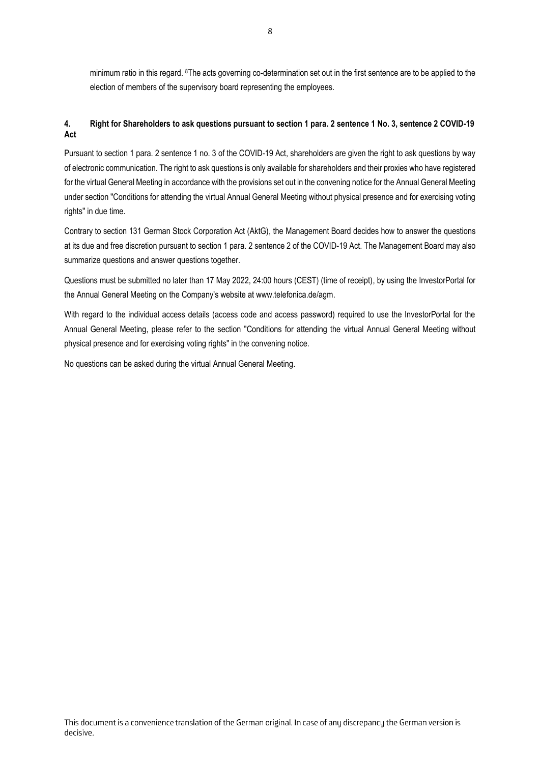minimum ratio in this regard. [8]The acts governing co-determination set out in the first sentence are to be applied to the election of members of the supervisory board representing the employees.

## 4. Right for Shareholders to ask questions pursuant to section 1 para. 2 sentence 1 No. 3, sentence 2 COVID-19 Act

Pursuant to section 1 para. 2 sentence 1 no. 3 of the COVID-19 Act, shareholders are given the right to ask questions by way of electronic communication. The right to ask questions is only available for shareholders and their proxies who have registered for the virtual General Meeting in accordance with the provisions set out in the convening notice for the Annual General Meeting under section "Conditions for attending the virtual Annual General Meeting without physical presence and for exercising voting rights" in due time.

Contrary to section 131 German Stock Corporation Act (AktG), the Management Board decides how to answer the questions at its due and free discretion pursuant to section 1 para. 2 sentence 2 of the COVID-19 Act. The Management Board may also summarize questions and answer questions together.

Questions must be submitted no later than 17 May 2022, 24:00 hours (CEST) (time of receipt), by using the InvestorPortal for the Annual General Meeting on the Company's website at www.telefonica.de/agm.

With regard to the individual access details (access code and access password) required to use the InvestorPortal for the Annual General Meeting, please refer to the section "Conditions for attending the virtual Annual General Meeting without physical presence and for exercising voting rights" in the convening notice.

No questions can be asked during the virtual Annual General Meeting.

This document is a convenience translation of the German original. In case of any discrepancy the German version is decisive.